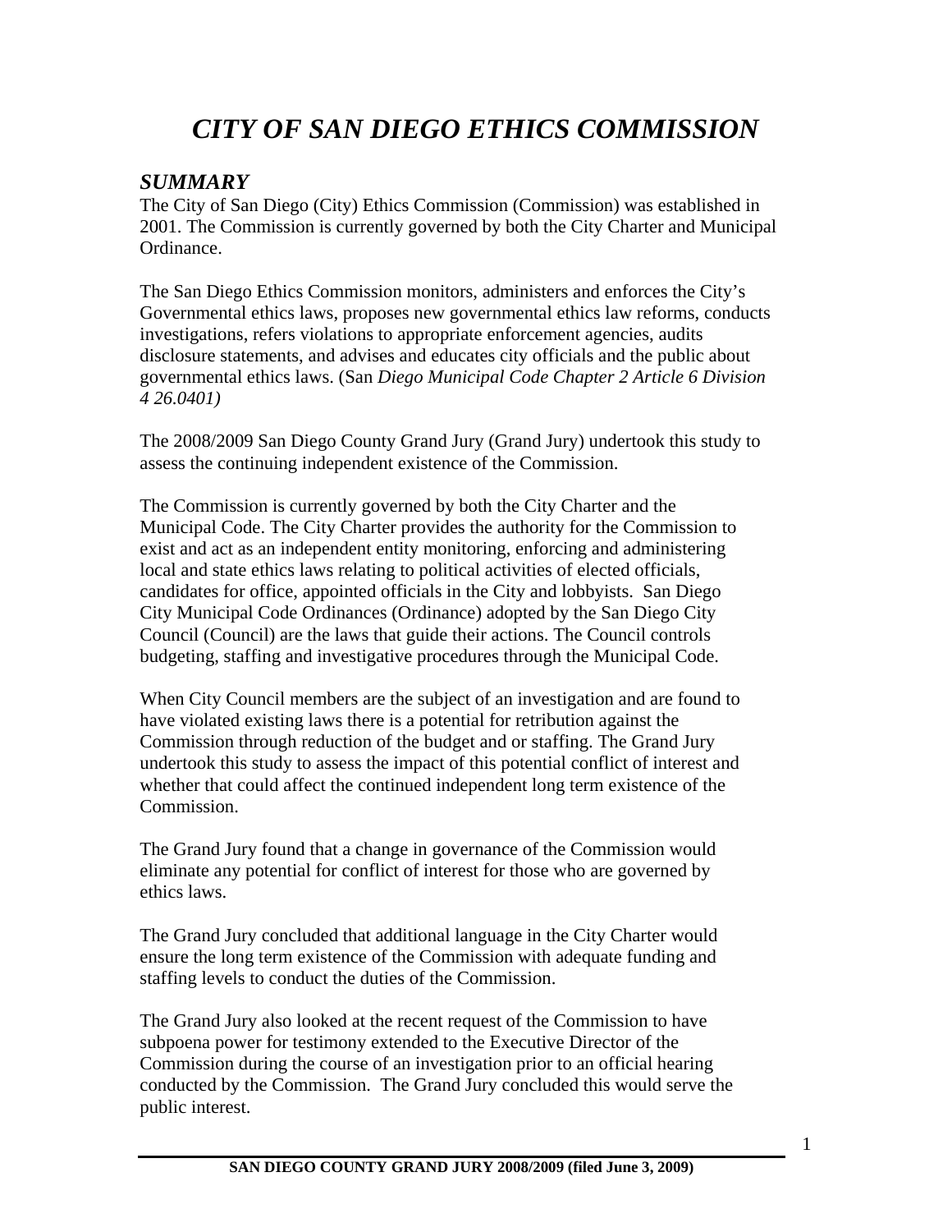# *CITY OF SAN DIEGO ETHICS COMMISSION*

## *SUMMARY*

The City of San Diego (City) Ethics Commission (Commission) was established in 2001. The Commission is currently governed by both the City Charter and Municipal Ordinance.

The San Diego Ethics Commission monitors, administers and enforces the City's Governmental ethics laws, proposes new governmental ethics law reforms, conducts investigations, refers violations to appropriate enforcement agencies, audits disclosure statements, and advises and educates city officials and the public about governmental ethics laws. (San *Diego Municipal Code Chapter 2 Article 6 Division 4 26.0401)*

The 2008/2009 San Diego County Grand Jury (Grand Jury) undertook this study to assess the continuing independent existence of the Commission.

The Commission is currently governed by both the City Charter and the Municipal Code. The City Charter provides the authority for the Commission to exist and act as an independent entity monitoring, enforcing and administering local and state ethics laws relating to political activities of elected officials, candidates for office, appointed officials in the City and lobbyists. San Diego City Municipal Code Ordinances (Ordinance) adopted by the San Diego City Council (Council) are the laws that guide their actions. The Council controls budgeting, staffing and investigative procedures through the Municipal Code.

When City Council members are the subject of an investigation and are found to have violated existing laws there is a potential for retribution against the Commission through reduction of the budget and or staffing. The Grand Jury undertook this study to assess the impact of this potential conflict of interest and whether that could affect the continued independent long term existence of the Commission.

The Grand Jury found that a change in governance of the Commission would eliminate any potential for conflict of interest for those who are governed by ethics laws.

The Grand Jury concluded that additional language in the City Charter would ensure the long term existence of the Commission with adequate funding and staffing levels to conduct the duties of the Commission.

The Grand Jury also looked at the recent request of the Commission to have subpoena power for testimony extended to the Executive Director of the Commission during the course of an investigation prior to an official hearing conducted by the Commission. The Grand Jury concluded this would serve the public interest.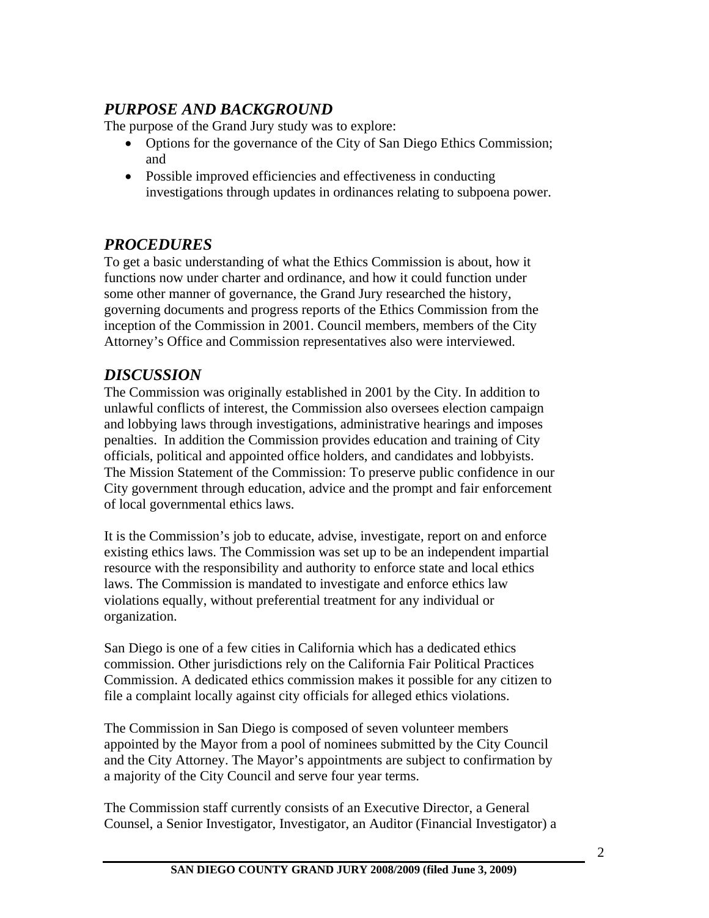## *PURPOSE AND BACKGROUND*

The purpose of the Grand Jury study was to explore:

- Options for the governance of the City of San Diego Ethics Commission; and
- Possible improved efficiencies and effectiveness in conducting investigations through updates in ordinances relating to subpoena power.

## *PROCEDURES*

To get a basic understanding of what the Ethics Commission is about, how it functions now under charter and ordinance, and how it could function under some other manner of governance, the Grand Jury researched the history, governing documents and progress reports of the Ethics Commission from the inception of the Commission in 2001. Council members, members of the City Attorney's Office and Commission representatives also were interviewed.

## *DISCUSSION*

The Commission was originally established in 2001 by the City. In addition to unlawful conflicts of interest, the Commission also oversees election campaign and lobbying laws through investigations, administrative hearings and imposes penalties. In addition the Commission provides education and training of City officials, political and appointed office holders, and candidates and lobbyists. The Mission Statement of the Commission: To preserve public confidence in our City government through education, advice and the prompt and fair enforcement of local governmental ethics laws.

It is the Commission's job to educate, advise, investigate, report on and enforce existing ethics laws. The Commission was set up to be an independent impartial resource with the responsibility and authority to enforce state and local ethics laws. The Commission is mandated to investigate and enforce ethics law violations equally, without preferential treatment for any individual or organization.

San Diego is one of a few cities in California which has a dedicated ethics commission. Other jurisdictions rely on the California Fair Political Practices Commission. A dedicated ethics commission makes it possible for any citizen to file a complaint locally against city officials for alleged ethics violations.

The Commission in San Diego is composed of seven volunteer members appointed by the Mayor from a pool of nominees submitted by the City Council and the City Attorney. The Mayor's appointments are subject to confirmation by a majority of the City Council and serve four year terms.

The Commission staff currently consists of an Executive Director, a General Counsel, a Senior Investigator, Investigator, an Auditor (Financial Investigator) a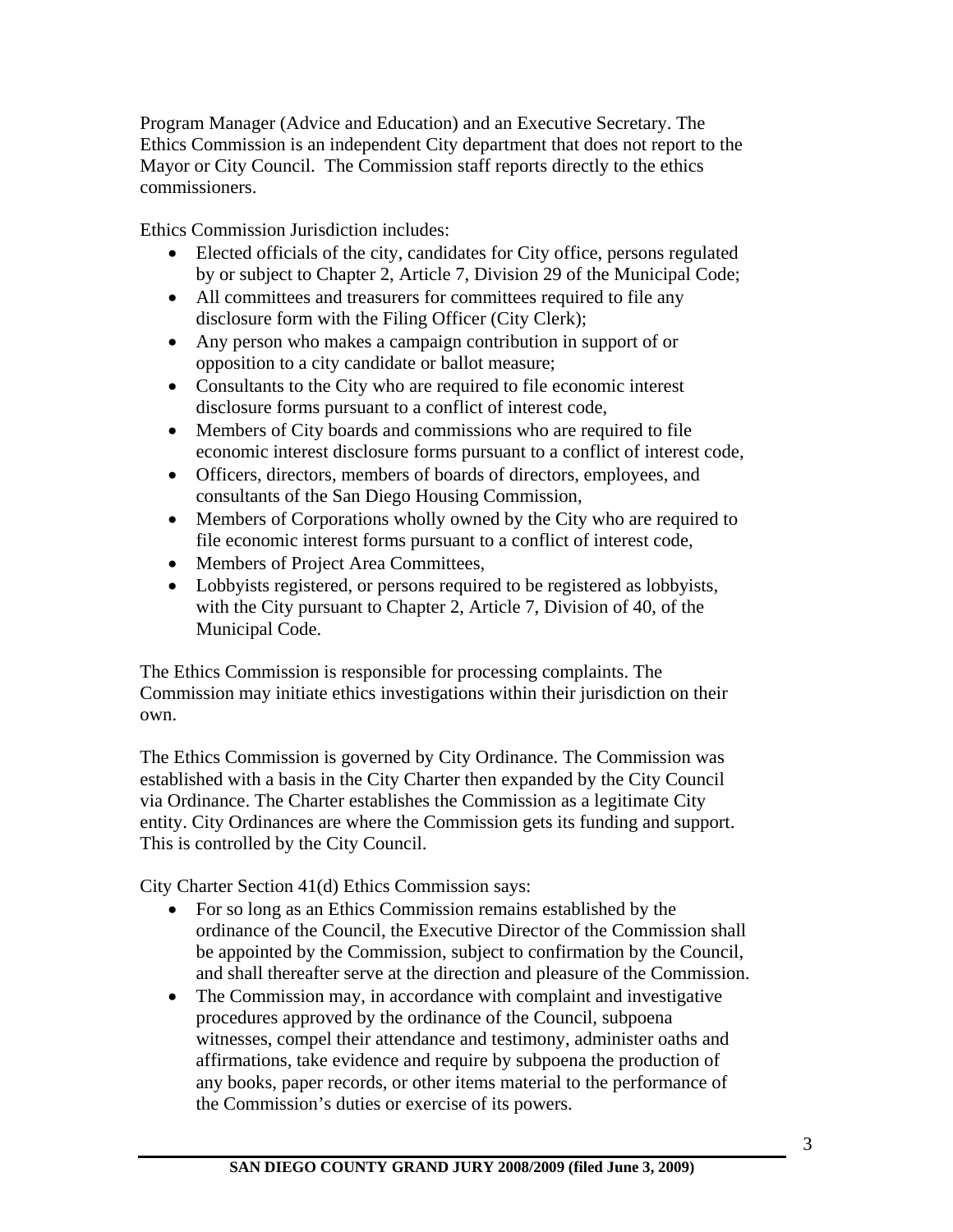Program Manager (Advice and Education) and an Executive Secretary. The Ethics Commission is an independent City department that does not report to the Mayor or City Council. The Commission staff reports directly to the ethics commissioners.

Ethics Commission Jurisdiction includes:

- Elected officials of the city, candidates for City office, persons regulated by or subject to Chapter 2, Article 7, Division 29 of the Municipal Code;
- All committees and treasurers for committees required to file any disclosure form with the Filing Officer (City Clerk);
- Any person who makes a campaign contribution in support of or opposition to a city candidate or ballot measure;
- Consultants to the City who are required to file economic interest disclosure forms pursuant to a conflict of interest code,
- Members of City boards and commissions who are required to file economic interest disclosure forms pursuant to a conflict of interest code,
- Officers, directors, members of boards of directors, employees, and consultants of the San Diego Housing Commission,
- Members of Corporations wholly owned by the City who are required to file economic interest forms pursuant to a conflict of interest code,
- Members of Project Area Committees,
- Lobbyists registered, or persons required to be registered as lobbyists, with the City pursuant to Chapter 2, Article 7, Division of 40, of the Municipal Code.

The Ethics Commission is responsible for processing complaints. The Commission may initiate ethics investigations within their jurisdiction on their own.

The Ethics Commission is governed by City Ordinance. The Commission was established with a basis in the City Charter then expanded by the City Council via Ordinance. The Charter establishes the Commission as a legitimate City entity. City Ordinances are where the Commission gets its funding and support. This is controlled by the City Council.

City Charter Section 41(d) Ethics Commission says:

- For so long as an Ethics Commission remains established by the ordinance of the Council, the Executive Director of the Commission shall be appointed by the Commission, subject to confirmation by the Council, and shall thereafter serve at the direction and pleasure of the Commission.
- The Commission may, in accordance with complaint and investigative procedures approved by the ordinance of the Council, subpoena witnesses, compel their attendance and testimony, administer oaths and affirmations, take evidence and require by subpoena the production of any books, paper records, or other items material to the performance of the Commission's duties or exercise of its powers.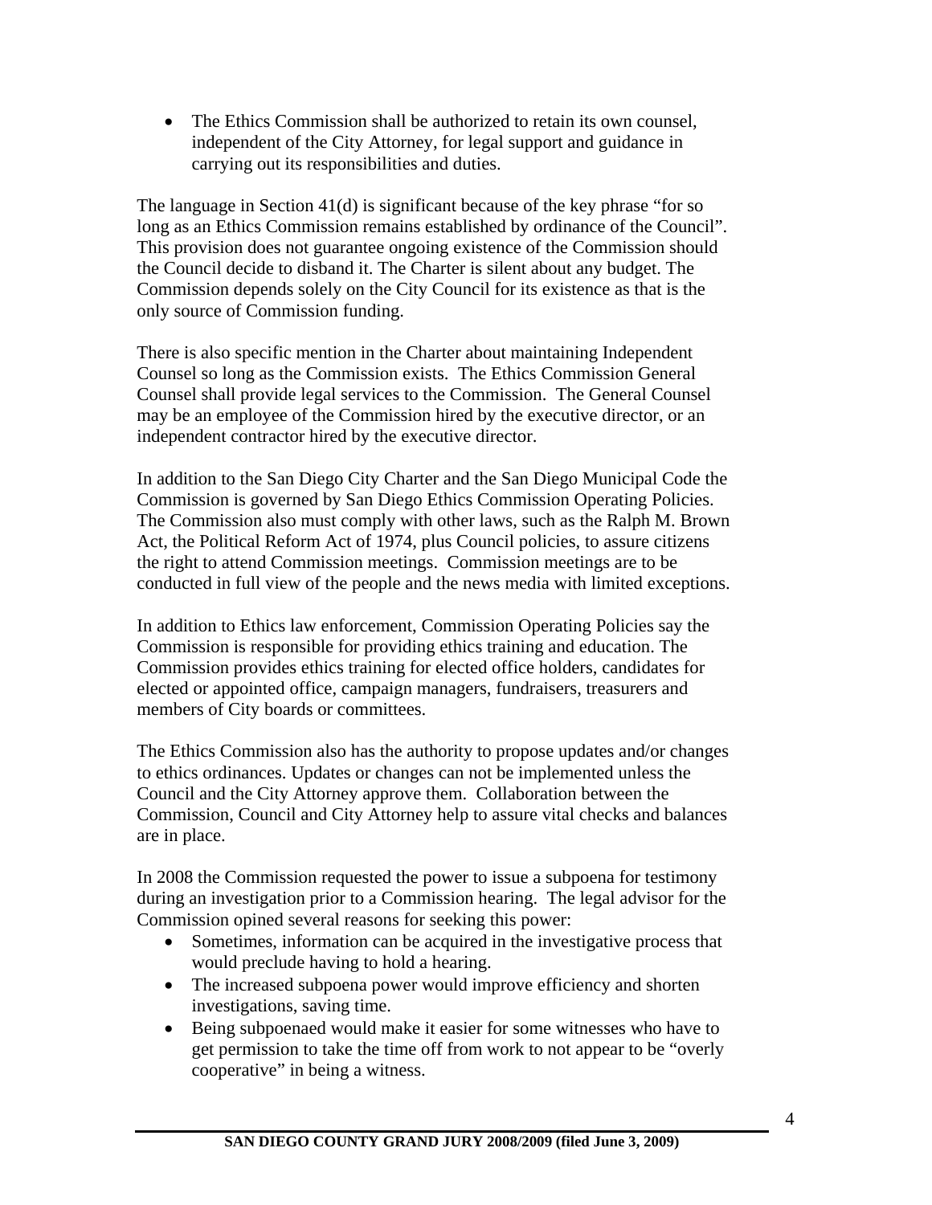- The Ethics Commission shall be authorized to retain its own counsel, independent of the City Attorney, for legal support and guidance in carrying out its responsibilities and duties.

The language in Section 41(d) is significant because of the key phrase "for so long as an Ethics Commission remains established by ordinance of the Council". This provision does not guarantee ongoing existence of the Commission should the Council decide to disband it. The Charter is silent about any budget. The Commission depends solely on the City Council for its existence as that is the only source of Commission funding.

There is also specific mention in the Charter about maintaining Independent Counsel so long as the Commission exists. The Ethics Commission General Counsel shall provide legal services to the Commission. The General Counsel may be an employee of the Commission hired by the executive director, or an independent contractor hired by the executive director.

In addition to the San Diego City Charter and the San Diego Municipal Code the Commission is governed by San Diego Ethics Commission Operating Policies. The Commission also must comply with other laws, such as the Ralph M. Brown Act, the Political Reform Act of 1974, plus Council policies, to assure citizens the right to attend Commission meetings. Commission meetings are to be conducted in full view of the people and the news media with limited exceptions.

In addition to Ethics law enforcement, Commission Operating Policies say the Commission is responsible for providing ethics training and education. The Commission provides ethics training for elected office holders, candidates for elected or appointed office, campaign managers, fundraisers, treasurers and members of City boards or committees.

The Ethics Commission also has the authority to propose updates and/or changes to ethics ordinances. Updates or changes can not be implemented unless the Council and the City Attorney approve them. Collaboration between the Commission, Council and City Attorney help to assure vital checks and balances are in place.

In 2008 the Commission requested the power to issue a subpoena for testimony during an investigation prior to a Commission hearing. The legal advisor for the Commission opined several reasons for seeking this power:

- Sometimes, information can be acquired in the investigative process that would preclude having to hold a hearing.
- The increased subpoena power would improve efficiency and shorten investigations, saving time.
- Being subpoenaed would make it easier for some witnesses who have to get permission to take the time off from work to not appear to be "overly cooperative" in being a witness.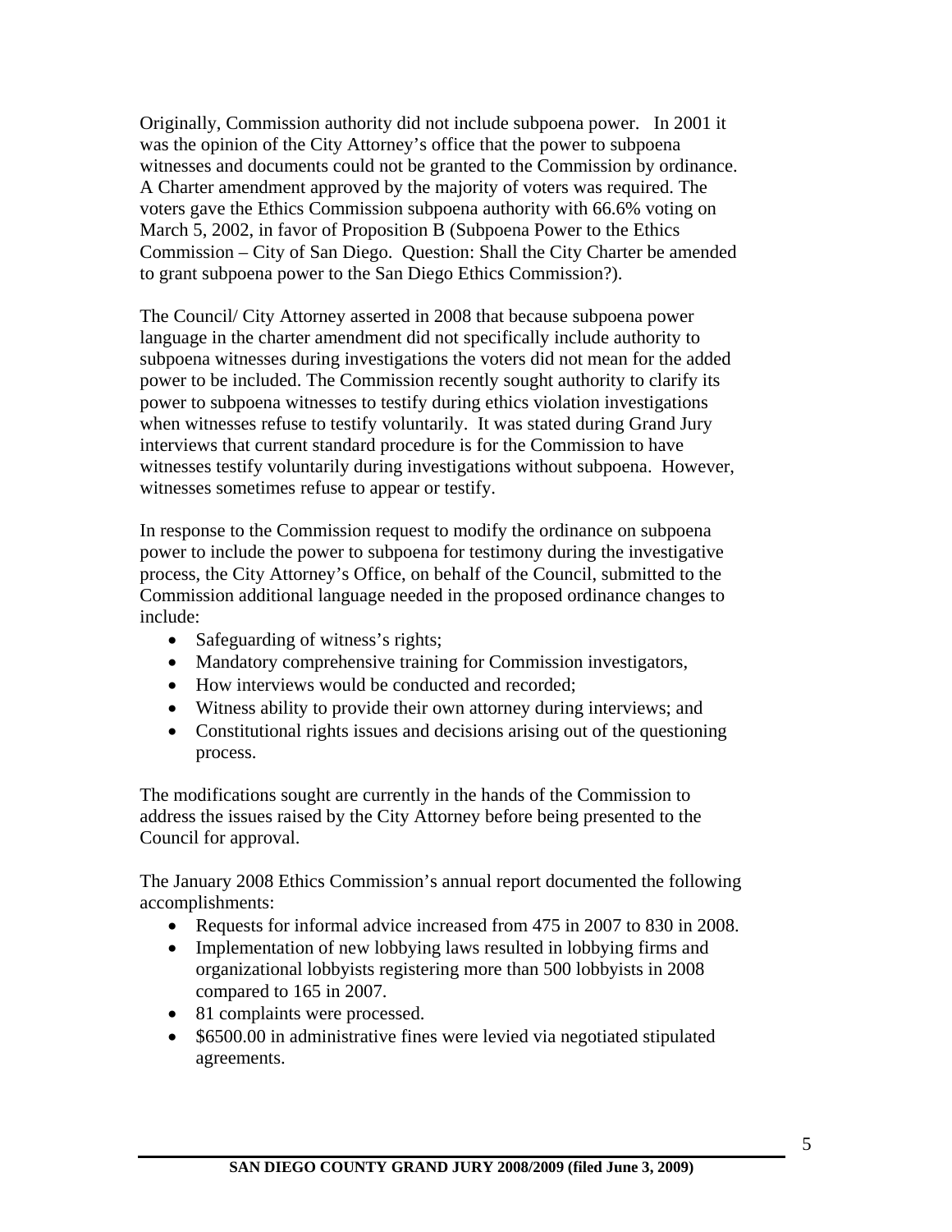Originally, Commission authority did not include subpoena power. In 2001 it was the opinion of the City Attorney's office that the power to subpoena witnesses and documents could not be granted to the Commission by ordinance. A Charter amendment approved by the majority of voters was required. The voters gave the Ethics Commission subpoena authority with 66.6% voting on March 5, 2002, in favor of Proposition B (Subpoena Power to the Ethics Commission – City of San Diego. Question: Shall the City Charter be amended to grant subpoena power to the San Diego Ethics Commission?).

The Council/ City Attorney asserted in 2008 that because subpoena power language in the charter amendment did not specifically include authority to subpoena witnesses during investigations the voters did not mean for the added power to be included. The Commission recently sought authority to clarify its power to subpoena witnesses to testify during ethics violation investigations when witnesses refuse to testify voluntarily. It was stated during Grand Jury interviews that current standard procedure is for the Commission to have witnesses testify voluntarily during investigations without subpoena. However, witnesses sometimes refuse to appear or testify.

In response to the Commission request to modify the ordinance on subpoena power to include the power to subpoena for testimony during the investigative process, the City Attorney's Office, on behalf of the Council, submitted to the Commission additional language needed in the proposed ordinance changes to include:

- Safeguarding of witness's rights;
- Mandatory comprehensive training for Commission investigators,
- How interviews would be conducted and recorded;
- Witness ability to provide their own attorney during interviews; and
- Constitutional rights issues and decisions arising out of the questioning process.

The modifications sought are currently in the hands of the Commission to address the issues raised by the City Attorney before being presented to the Council for approval.

The January 2008 Ethics Commission's annual report documented the following accomplishments:

- Requests for informal advice increased from 475 in 2007 to 830 in 2008.
- Implementation of new lobbying laws resulted in lobbying firms and organizational lobbyists registering more than 500 lobbyists in 2008 compared to 165 in 2007.
- 81 complaints were processed.
- $6500.00 in administrative fines were levied via negotiated stipulated agreements.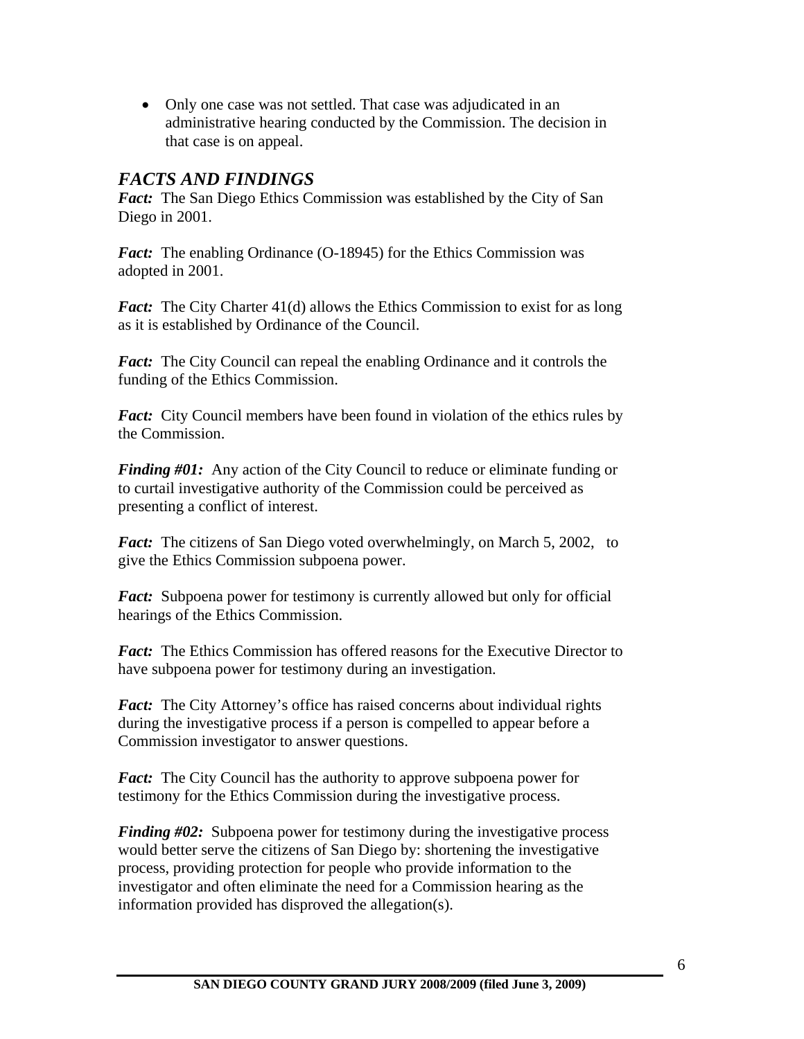- Only one case was not settled. That case was adjudicated in an administrative hearing conducted by the Commission. The decision in that case is on appeal.

## *FACTS AND FINDINGS*

***Fact:*** The San Diego Ethics Commission was established by the City of San Diego in 2001.

***Fact:*** The enabling Ordinance (O-18945) for the Ethics Commission was adopted in 2001.

***Fact:*** The City Charter 41(d) allows the Ethics Commission to exist for as long as it is established by Ordinance of the Council.

***Fact:*** The City Council can repeal the enabling Ordinance and it controls the funding of the Ethics Commission.

***Fact:*** City Council members have been found in violation of the ethics rules by the Commission.

***Finding #01:*** Any action of the City Council to reduce or eliminate funding or to curtail investigative authority of the Commission could be perceived as presenting a conflict of interest.

***Fact:*** The citizens of San Diego voted overwhelmingly, on March 5, 2002, to give the Ethics Commission subpoena power.

***Fact:*** Subpoena power for testimony is currently allowed but only for official hearings of the Ethics Commission.

***Fact:*** The Ethics Commission has offered reasons for the Executive Director to have subpoena power for testimony during an investigation.

***Fact:*** The City Attorney's office has raised concerns about individual rights during the investigative process if a person is compelled to appear before a Commission investigator to answer questions.

***Fact:*** The City Council has the authority to approve subpoena power for testimony for the Ethics Commission during the investigative process.

***Finding #02:*** Subpoena power for testimony during the investigative process would better serve the citizens of San Diego by: shortening the investigative process, providing protection for people who provide information to the investigator and often eliminate the need for a Commission hearing as the information provided has disproved the allegation(s).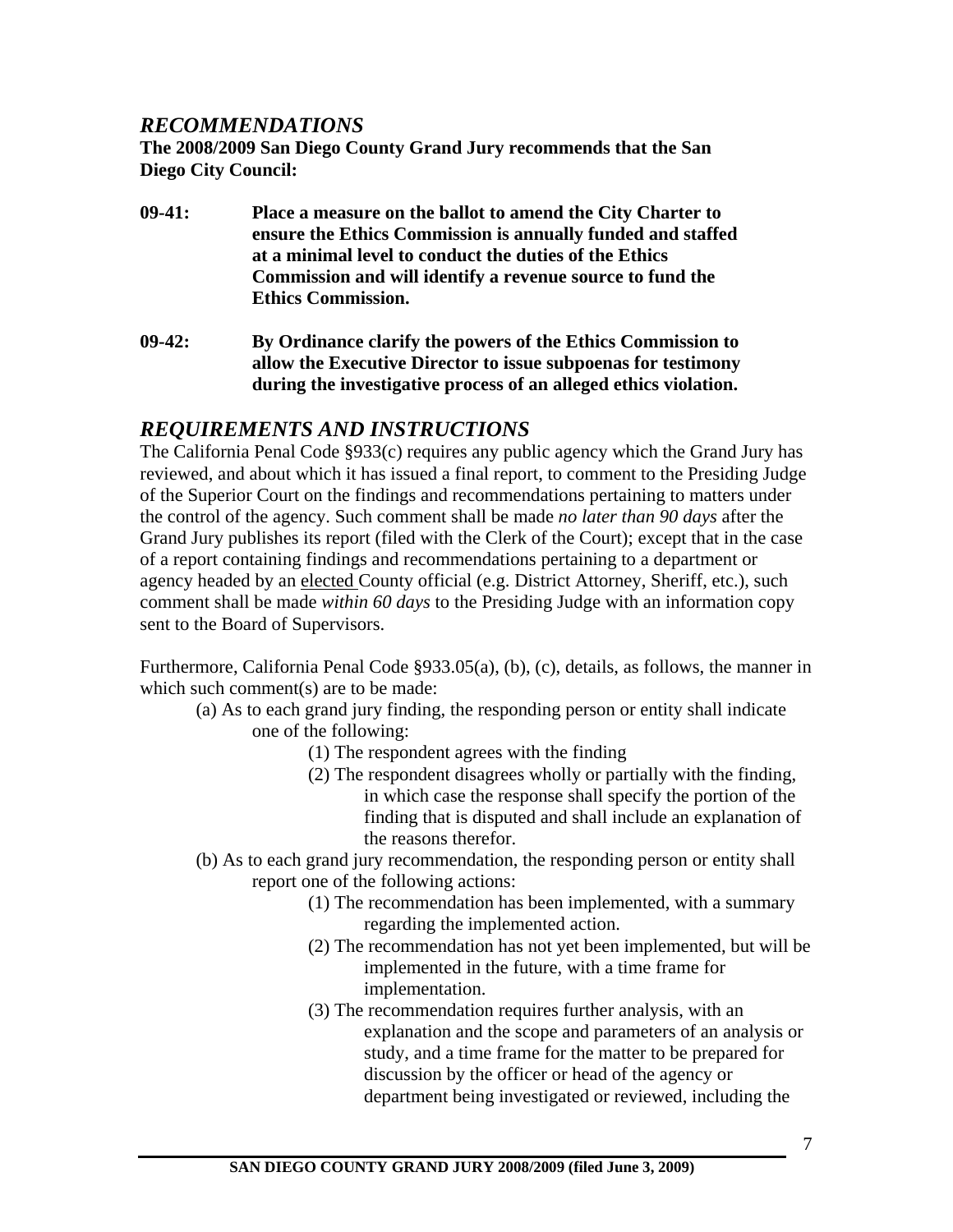## *RECOMMENDATIONS*

**The 2008/2009 San Diego County Grand Jury recommends that the San Diego City Council:**

**09-41:** **Place a measure on the ballot to amend the City Charter to ensure the Ethics Commission is annually funded and staffed at a minimal level to conduct the duties of the Ethics Commission and will identify a revenue source to fund the Ethics Commission.**

**09-42:** **By Ordinance clarify the powers of the Ethics Commission to allow the Executive Director to issue subpoenas for testimony during the investigative process of an alleged ethics violation.**

## *REQUIREMENTS AND INSTRUCTIONS*

The California Penal Code §933(c) requires any public agency which the Grand Jury has reviewed, and about which it has issued a final report, to comment to the Presiding Judge of the Superior Court on the findings and recommendations pertaining to matters under the control of the agency. Such comment shall be made *no later than 90 days* after the Grand Jury publishes its report (filed with the Clerk of the Court); except that in the case of a report containing findings and recommendations pertaining to a department or agency headed by an elected County official (e.g. District Attorney, Sheriff, etc.), such comment shall be made *within 60 days* to the Presiding Judge with an information copy sent to the Board of Supervisors.

Furthermore, California Penal Code §933.05(a), (b), (c), details, as follows, the manner in which such comment(s) are to be made:

(a) As to each grand jury finding, the responding person or entity shall indicate one of the following:

  (1) The respondent agrees with the finding

  (2) The respondent disagrees wholly or partially with the finding, in which case the response shall specify the portion of the finding that is disputed and shall include an explanation of the reasons therefor.

(b) As to each grand jury recommendation, the responding person or entity shall report one of the following actions:

  (1) The recommendation has been implemented, with a summary regarding the implemented action.

  (2) The recommendation has not yet been implemented, but will be implemented in the future, with a time frame for implementation.

  (3) The recommendation requires further analysis, with an explanation and the scope and parameters of an analysis or study, and a time frame for the matter to be prepared for discussion by the officer or head of the agency or department being investigated or reviewed, including the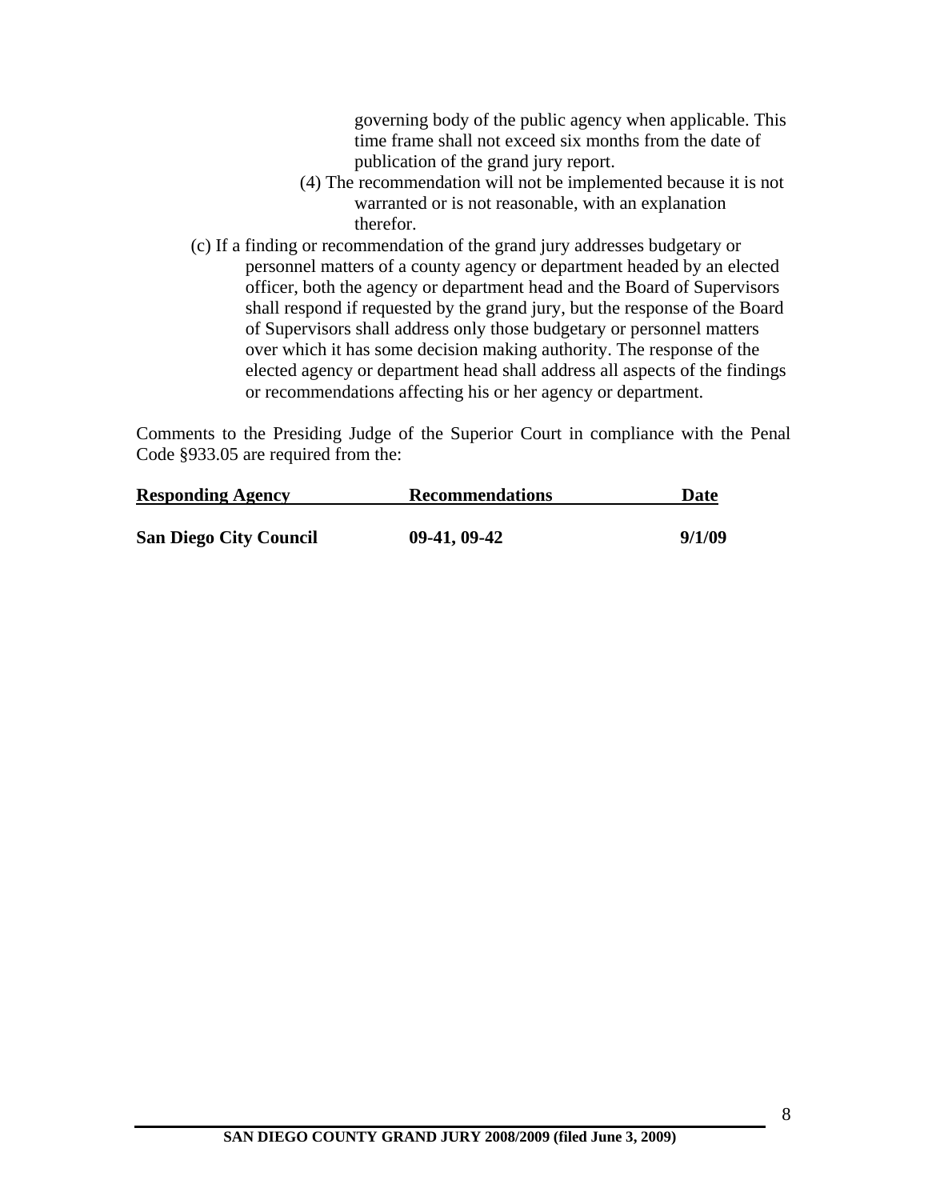governing body of the public agency when applicable. This time frame shall not exceed six months from the date of publication of the grand jury report.

(4) The recommendation will not be implemented because it is not warranted or is not reasonable, with an explanation therefor.

(c) If a finding or recommendation of the grand jury addresses budgetary or personnel matters of a county agency or department headed by an elected officer, both the agency or department head and the Board of Supervisors shall respond if requested by the grand jury, but the response of the Board of Supervisors shall address only those budgetary or personnel matters over which it has some decision making authority. The response of the elected agency or department head shall address all aspects of the findings or recommendations affecting his or her agency or department.

Comments to the Presiding Judge of the Superior Court in compliance with the Penal Code §933.05 are required from the:

| Responding Agency | Recommendations | Date |
|---|---|---|
| **San Diego City Council** | **09-41, 09-42** | **9/1/09** |

**SAN DIEGO COUNTY GRAND JURY 2008/2009 (filed June 3, 2009)**